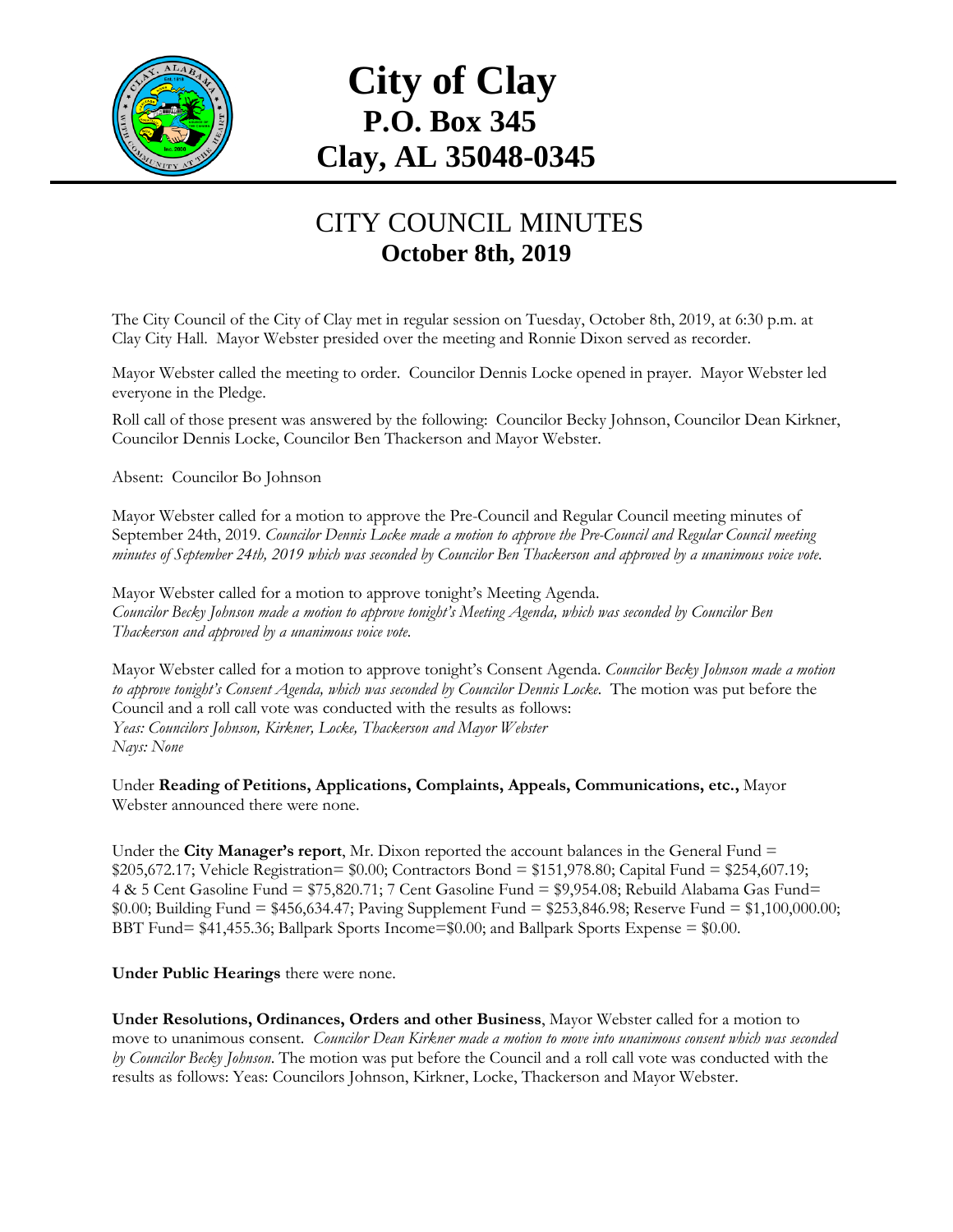# City of Clay
## P.O. Box 345
## Clay, AL 35048-0345

# CITY COUNCIL MINUTES
## October 8th, 2019

The City Council of the City of Clay met in regular session on Tuesday, October 8th, 2019, at 6:30 p.m. at Clay City Hall. Mayor Webster presided over the meeting and Ronnie Dixon served as recorder.

Mayor Webster called the meeting to order. Councilor Dennis Locke opened in prayer. Mayor Webster led everyone in the Pledge.

Roll call of those present was answered by the following: Councilor Becky Johnson, Councilor Dean Kirkner, Councilor Dennis Locke, Councilor Ben Thackerson and Mayor Webster.

Absent: Councilor Bo Johnson

Mayor Webster called for a motion to approve the Pre-Council and Regular Council meeting minutes of September 24th, 2019. *Councilor Dennis Locke made a motion to approve the Pre-Council and Regular Council meeting minutes of September 24th, 2019 which was seconded by Councilor Ben Thackerson and approved by a unanimous voice vote.*

Mayor Webster called for a motion to approve tonight's Meeting Agenda.
*Councilor Becky Johnson made a motion to approve tonight's Meeting Agenda, which was seconded by Councilor Ben Thackerson and approved by a unanimous voice vote.*

Mayor Webster called for a motion to approve tonight's Consent Agenda. *Councilor Becky Johnson made a motion to approve tonight's Consent Agenda, which was seconded by Councilor Dennis Locke.* The motion was put before the Council and a roll call vote was conducted with the results as follows:
*Yeas: Councilors Johnson, Kirkner, Locke, Thackerson and Mayor Webster*
*Nays: None*

Under **Reading of Petitions, Applications, Complaints, Appeals, Communications, etc.,** Mayor Webster announced there were none.

Under the **City Manager's report**, Mr. Dixon reported the account balances in the General Fund = $205,672.17; Vehicle Registration= $0.00; Contractors Bond = $151,978.80; Capital Fund = $254,607.19; 4 & 5 Cent Gasoline Fund = $75,820.71; 7 Cent Gasoline Fund = $9,954.08; Rebuild Alabama Gas Fund= $0.00; Building Fund = $456,634.47; Paving Supplement Fund = $253,846.98; Reserve Fund = $1,100,000.00; BBT Fund= $41,455.36; Ballpark Sports Income=$0.00; and Ballpark Sports Expense = $0.00.

**Under Public Hearings** there were none.

**Under Resolutions, Ordinances, Orders and other Business**, Mayor Webster called for a motion to move to unanimous consent. *Councilor Dean Kirkner made a motion to move into unanimous consent which was seconded by Councilor Becky Johnson.* The motion was put before the Council and a roll call vote was conducted with the results as follows: Yeas: Councilors Johnson, Kirkner, Locke, Thackerson and Mayor Webster.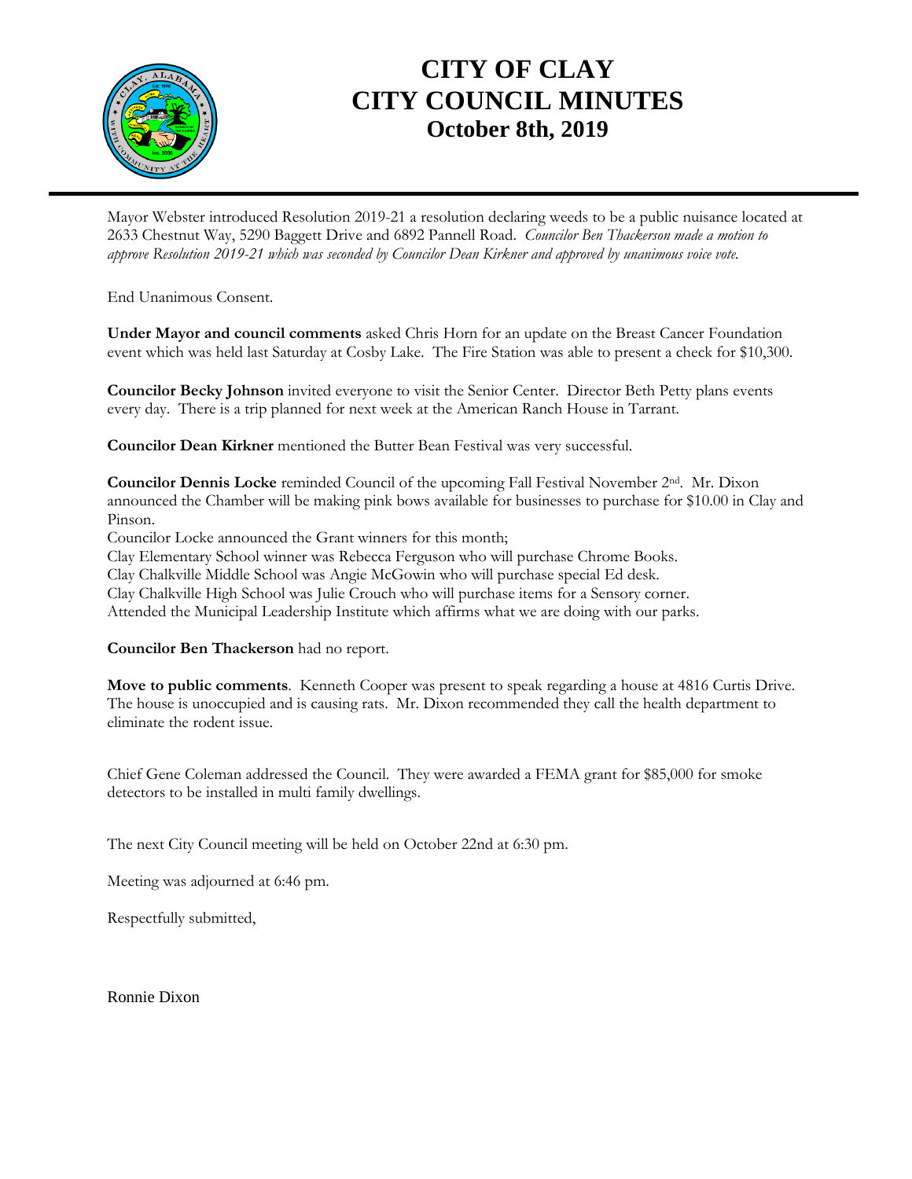# CITY OF CLAY
# CITY COUNCIL MINUTES
## October 8th, 2019

Mayor Webster introduced Resolution 2019-21 a resolution declaring weeds to be a public nuisance located at 2633 Chestnut Way, 5290 Baggett Drive and 6892 Pannell Road. *Councilor Ben Thackerson made a motion to approve Resolution 2019-21 which was seconded by Councilor Dean Kirkner and approved by unanimous voice vote.*

End Unanimous Consent.

**Under Mayor and council comments** asked Chris Horn for an update on the Breast Cancer Foundation event which was held last Saturday at Cosby Lake. The Fire Station was able to present a check for $10,300.

**Councilor Becky Johnson** invited everyone to visit the Senior Center. Director Beth Petty plans events every day. There is a trip planned for next week at the American Ranch House in Tarrant.

**Councilor Dean Kirkner** mentioned the Butter Bean Festival was very successful.

**Councilor Dennis Locke** reminded Council of the upcoming Fall Festival November 2nd. Mr. Dixon announced the Chamber will be making pink bows available for businesses to purchase for $10.00 in Clay and Pinson.

Councilor Locke announced the Grant winners for this month;

Clay Elementary School winner was Rebecca Ferguson who will purchase Chrome Books.

Clay Chalkville Middle School was Angie McGowin who will purchase special Ed desk.

Clay Chalkville High School was Julie Crouch who will purchase items for a Sensory corner.

Attended the Municipal Leadership Institute which affirms what we are doing with our parks.

**Councilor Ben Thackerson** had no report.

**Move to public comments**. Kenneth Cooper was present to speak regarding a house at 4816 Curtis Drive. The house is unoccupied and is causing rats. Mr. Dixon recommended they call the health department to eliminate the rodent issue.

Chief Gene Coleman addressed the Council. They were awarded a FEMA grant for $85,000 for smoke detectors to be installed in multi family dwellings.

The next City Council meeting will be held on October 22nd at 6:30 pm.

Meeting was adjourned at 6:46 pm.

Respectfully submitted,

Ronnie Dixon